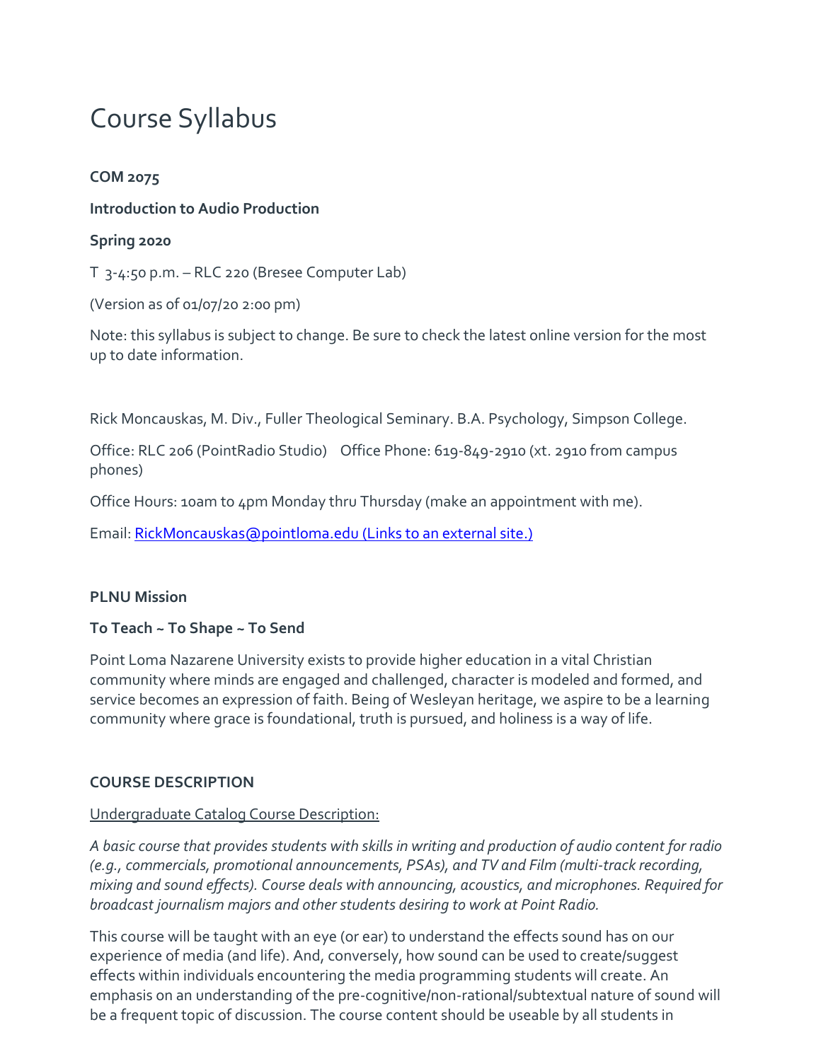# Course Syllabus

**COM 2075**

**Introduction to Audio Production**

**Spring 2020**

T 3-4:50 p.m. – RLC 220 (Bresee Computer Lab)

(Version as of 01/07/20 2:00 pm)

Note: this syllabus is subject to change. Be sure to check the latest online version for the most up to date information.

Rick Moncauskas, M. Div., Fuller Theological Seminary. B.A. Psychology, Simpson College.

Office: RLC 206 (PointRadio Studio) Office Phone: 619-849-2910 (xt. 2910 from campus phones)

Office Hours: 10am to 4pm Monday thru Thursday (make an appointment with me).

Email: [RickMoncauskas@pointloma.edu (Links to an external site.)](mailto:RickMoncauskas@pointloma.edu)

**PLNU Mission**

**To Teach ~ To Shape ~ To Send**

Point Loma Nazarene University exists to provide higher education in a vital Christian community where minds are engaged and challenged, character is modeled and formed, and service becomes an expression of faith. Being of Wesleyan heritage, we aspire to be a learning community where grace is foundational, truth is pursued, and holiness is a way of life.

**COURSE DESCRIPTION**

<u>Undergraduate Catalog Course Description:</u>

*A basic course that provides students with skills in writing and production of audio content for radio (e.g., commercials, promotional announcements, PSAs), and TV and Film (multi-track recording, mixing and sound effects). Course deals with announcing, acoustics, and microphones. Required for broadcast journalism majors and other students desiring to work at Point Radio.*

This course will be taught with an eye (or ear) to understand the effects sound has on our experience of media (and life). And, conversely, how sound can be used to create/suggest effects within individuals encountering the media programming students will create. An emphasis on an understanding of the pre-cognitive/non-rational/subtextual nature of sound will be a frequent topic of discussion. The course content should be useable by all students in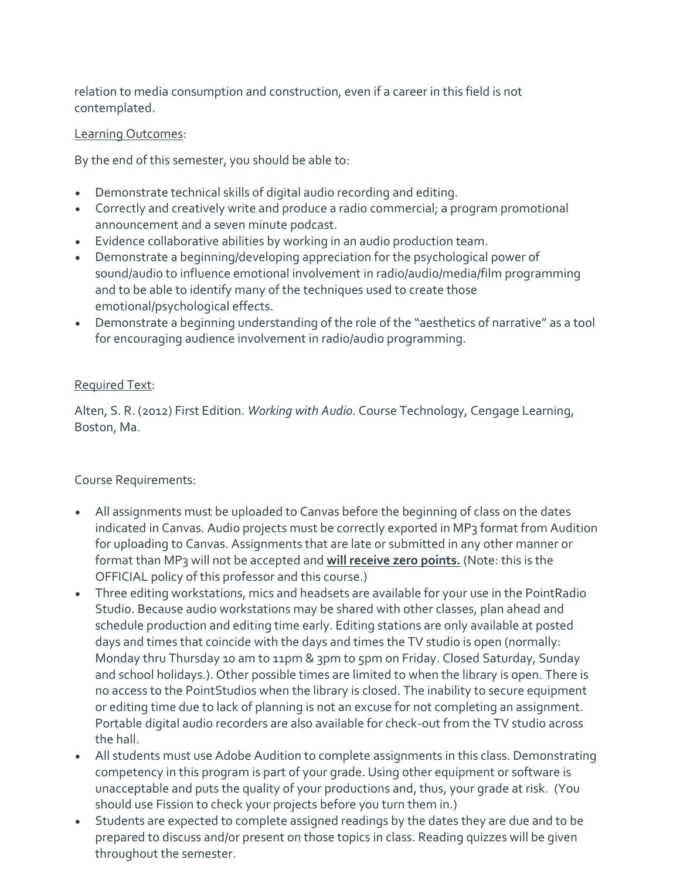relation to media consumption and construction, even if a career in this field is not contemplated.

<u>Learning Outcomes</u>:

By the end of this semester, you should be able to:

- Demonstrate technical skills of digital audio recording and editing.
- Correctly and creatively write and produce a radio commercial; a program promotional announcement and a seven minute podcast.
- Evidence collaborative abilities by working in an audio production team.
- Demonstrate a beginning/developing appreciation for the psychological power of sound/audio to influence emotional involvement in radio/audio/media/film programming and to be able to identify many of the techniques used to create those emotional/psychological effects.
- Demonstrate a beginning understanding of the role of the "aesthetics of narrative" as a tool for encouraging audience involvement in radio/audio programming.

<u>Required Text</u>:

Alten, S. R. (2012) First Edition. *Working with Audio*. Course Technology, Cengage Learning, Boston, Ma.

Course Requirements:

- All assignments must be uploaded to Canvas before the beginning of class on the dates indicated in Canvas. Audio projects must be correctly exported in MP3 format from Audition for uploading to Canvas. Assignments that are late or submitted in any other manner or format than MP3 will not be accepted and **<u>will receive zero points.</u>** (Note: this is the OFFICIAL policy of this professor and this course.)
- Three editing workstations, mics and headsets are available for your use in the PointRadio Studio. Because audio workstations may be shared with other classes, plan ahead and schedule production and editing time early. Editing stations are only available at posted days and times that coincide with the days and times the TV studio is open (normally: Monday thru Thursday 10 am to 11pm & 3pm to 5pm on Friday. Closed Saturday, Sunday and school holidays.). Other possible times are limited to when the library is open. There is no access to the PointStudios when the library is closed. The inability to secure equipment or editing time due to lack of planning is not an excuse for not completing an assignment. Portable digital audio recorders are also available for check-out from the TV studio across the hall.
- All students must use Adobe Audition to complete assignments in this class. Demonstrating competency in this program is part of your grade. Using other equipment or software is unacceptable and puts the quality of your productions and, thus, your grade at risk. (You should use Fission to check your projects before you turn them in.)
- Students are expected to complete assigned readings by the dates they are due and to be prepared to discuss and/or present on those topics in class. Reading quizzes will be given throughout the semester.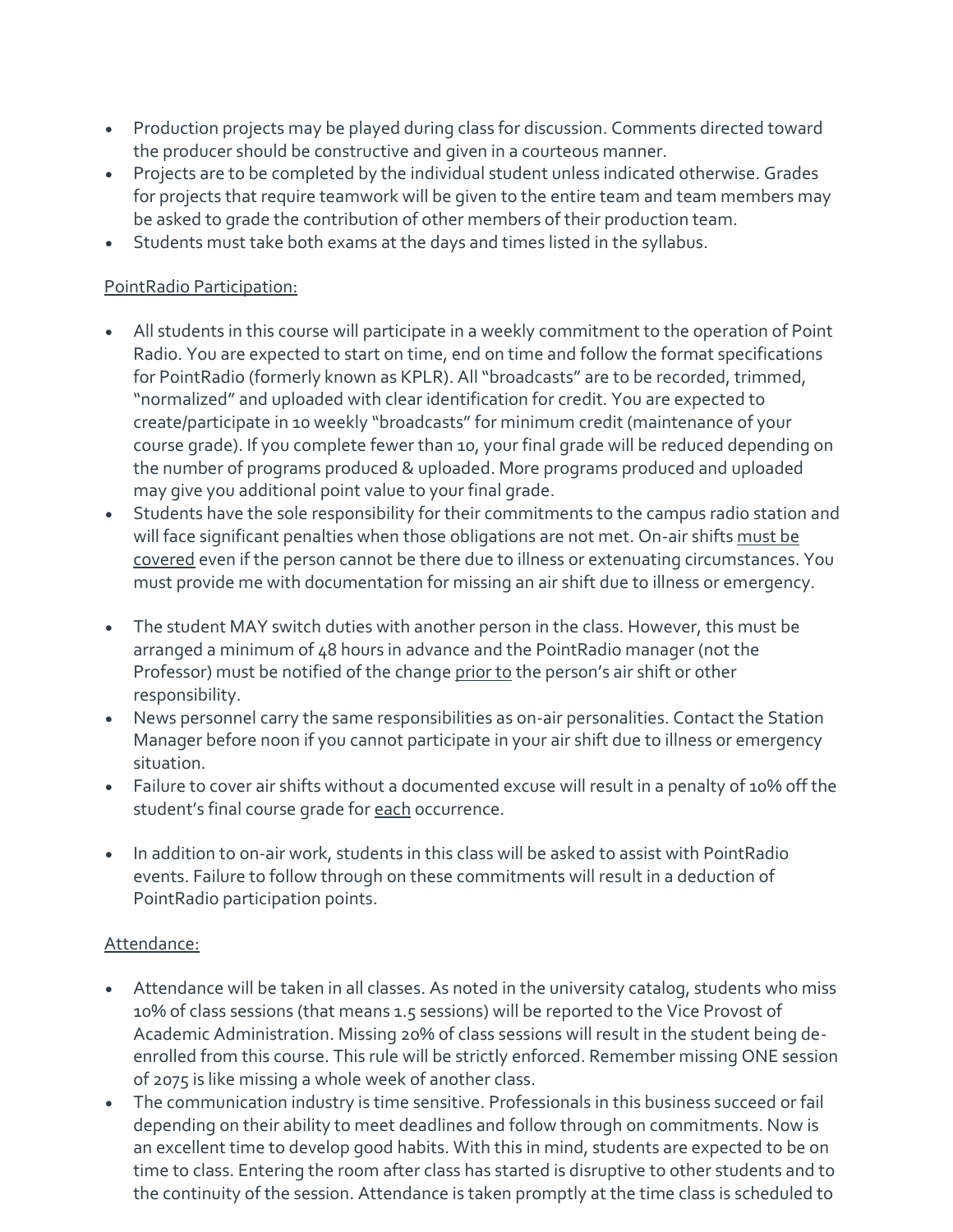- Production projects may be played during class for discussion. Comments directed toward the producer should be constructive and given in a courteous manner.
- Projects are to be completed by the individual student unless indicated otherwise. Grades for projects that require teamwork will be given to the entire team and team members may be asked to grade the contribution of other members of their production team.
- Students must take both exams at the days and times listed in the syllabus.

<u>PointRadio Participation:</u>

- All students in this course will participate in a weekly commitment to the operation of Point Radio. You are expected to start on time, end on time and follow the format specifications for PointRadio (formerly known as KPLR). All "broadcasts" are to be recorded, trimmed, "normalized" and uploaded with clear identification for credit. You are expected to create/participate in 10 weekly "broadcasts" for minimum credit (maintenance of your course grade). If you complete fewer than 10, your final grade will be reduced depending on the number of programs produced & uploaded. More programs produced and uploaded may give you additional point value to your final grade.
- Students have the sole responsibility for their commitments to the campus radio station and will face significant penalties when those obligations are not met. On-air shifts <u>must be covered</u> even if the person cannot be there due to illness or extenuating circumstances. You must provide me with documentation for missing an air shift due to illness or emergency.
- The student MAY switch duties with another person in the class. However, this must be arranged a minimum of 48 hours in advance and the PointRadio manager (not the Professor) must be notified of the change <u>prior to</u> the person's air shift or other responsibility.
- News personnel carry the same responsibilities as on-air personalities. Contact the Station Manager before noon if you cannot participate in your air shift due to illness or emergency situation.
- Failure to cover air shifts without a documented excuse will result in a penalty of 10% off the student's final course grade for <u>each</u> occurrence.
- In addition to on-air work, students in this class will be asked to assist with PointRadio events. Failure to follow through on these commitments will result in a deduction of PointRadio participation points.

<u>Attendance:</u>

- Attendance will be taken in all classes. As noted in the university catalog, students who miss 10% of class sessions (that means 1.5 sessions) will be reported to the Vice Provost of Academic Administration. Missing 20% of class sessions will result in the student being de-enrolled from this course. This rule will be strictly enforced. Remember missing ONE session of 2075 is like missing a whole week of another class.
- The communication industry is time sensitive. Professionals in this business succeed or fail depending on their ability to meet deadlines and follow through on commitments. Now is an excellent time to develop good habits. With this in mind, students are expected to be on time to class. Entering the room after class has started is disruptive to other students and to the continuity of the session. Attendance is taken promptly at the time class is scheduled to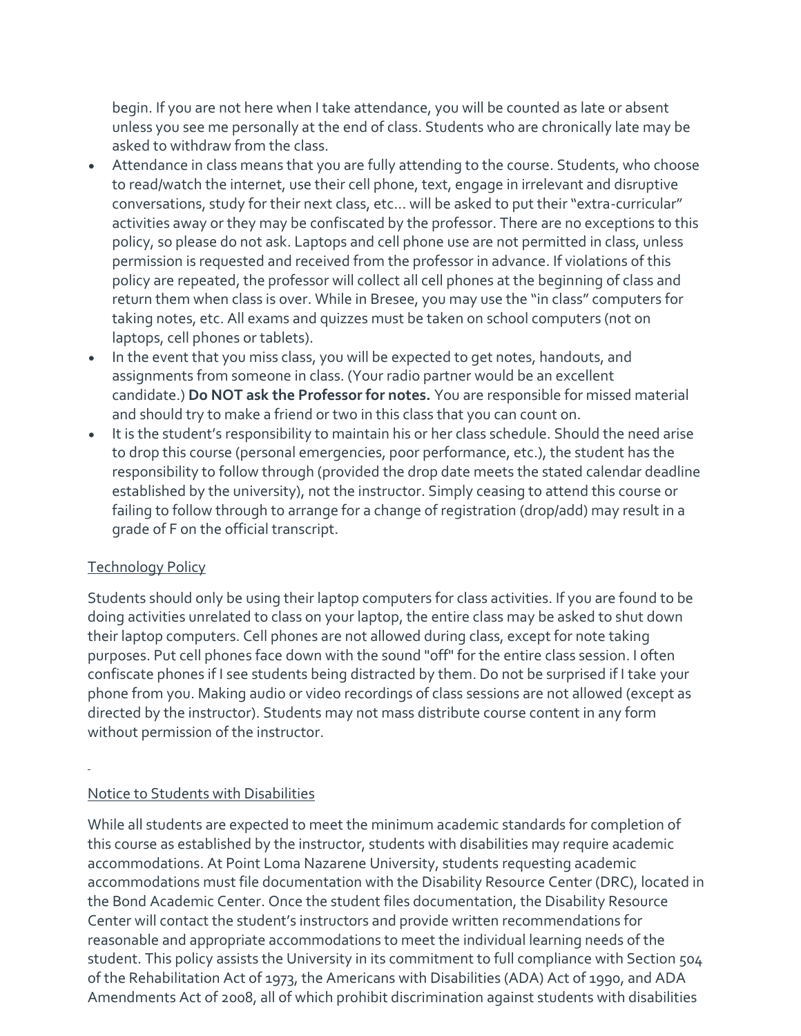begin. If you are not here when I take attendance, you will be counted as late or absent unless you see me personally at the end of class. Students who are chronically late may be asked to withdraw from the class.

- Attendance in class means that you are fully attending to the course. Students, who choose to read/watch the internet, use their cell phone, text, engage in irrelevant and disruptive conversations, study for their next class, etc… will be asked to put their "extra-curricular" activities away or they may be confiscated by the professor. There are no exceptions to this policy, so please do not ask. Laptops and cell phone use are not permitted in class, unless permission is requested and received from the professor in advance. If violations of this policy are repeated, the professor will collect all cell phones at the beginning of class and return them when class is over. While in Bresee, you may use the "in class" computers for taking notes, etc. All exams and quizzes must be taken on school computers (not on laptops, cell phones or tablets).
- In the event that you miss class, you will be expected to get notes, handouts, and assignments from someone in class. (Your radio partner would be an excellent candidate.) **Do NOT ask the Professor for notes.** You are responsible for missed material and should try to make a friend or two in this class that you can count on.
- It is the student's responsibility to maintain his or her class schedule. Should the need arise to drop this course (personal emergencies, poor performance, etc.), the student has the responsibility to follow through (provided the drop date meets the stated calendar deadline established by the university), not the instructor. Simply ceasing to attend this course or failing to follow through to arrange for a change of registration (drop/add) may result in a grade of F on the official transcript.

## Technology Policy

Students should only be using their laptop computers for class activities. If you are found to be doing activities unrelated to class on your laptop, the entire class may be asked to shut down their laptop computers. Cell phones are not allowed during class, except for note taking purposes. Put cell phones face down with the sound "off" for the entire class session. I often confiscate phones if I see students being distracted by them. Do not be surprised if I take your phone from you. Making audio or video recordings of class sessions are not allowed (except as directed by the instructor). Students may not mass distribute course content in any form without permission of the instructor.

## Notice to Students with Disabilities

While all students are expected to meet the minimum academic standards for completion of this course as established by the instructor, students with disabilities may require academic accommodations. At Point Loma Nazarene University, students requesting academic accommodations must file documentation with the Disability Resource Center (DRC), located in the Bond Academic Center. Once the student files documentation, the Disability Resource Center will contact the student's instructors and provide written recommendations for reasonable and appropriate accommodations to meet the individual learning needs of the student. This policy assists the University in its commitment to full compliance with Section 504 of the Rehabilitation Act of 1973, the Americans with Disabilities (ADA) Act of 1990, and ADA Amendments Act of 2008, all of which prohibit discrimination against students with disabilities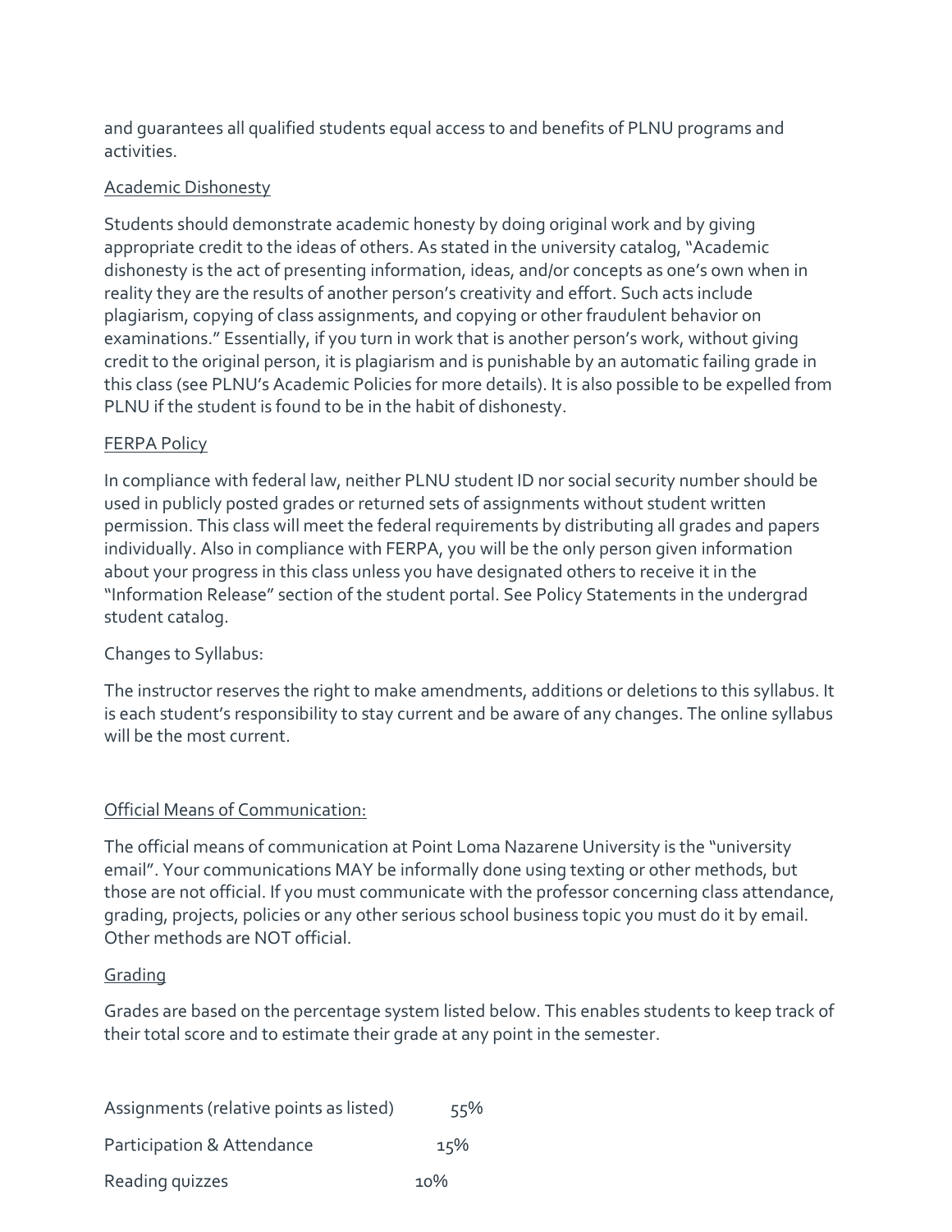and guarantees all qualified students equal access to and benefits of PLNU programs and activities.

## Academic Dishonesty

Students should demonstrate academic honesty by doing original work and by giving appropriate credit to the ideas of others. As stated in the university catalog, "Academic dishonesty is the act of presenting information, ideas, and/or concepts as one's own when in reality they are the results of another person's creativity and effort. Such acts include plagiarism, copying of class assignments, and copying or other fraudulent behavior on examinations." Essentially, if you turn in work that is another person's work, without giving credit to the original person, it is plagiarism and is punishable by an automatic failing grade in this class (see PLNU's Academic Policies for more details). It is also possible to be expelled from PLNU if the student is found to be in the habit of dishonesty.

## FERPA Policy

In compliance with federal law, neither PLNU student ID nor social security number should be used in publicly posted grades or returned sets of assignments without student written permission. This class will meet the federal requirements by distributing all grades and papers individually. Also in compliance with FERPA, you will be the only person given information about your progress in this class unless you have designated others to receive it in the "Information Release" section of the student portal. See Policy Statements in the undergrad student catalog.

Changes to Syllabus:

The instructor reserves the right to make amendments, additions or deletions to this syllabus. It is each student's responsibility to stay current and be aware of any changes. The online syllabus will be the most current.

## Official Means of Communication:

The official means of communication at Point Loma Nazarene University is the "university email". Your communications MAY be informally done using texting or other methods, but those are not official. If you must communicate with the professor concerning class attendance, grading, projects, policies or any other serious school business topic you must do it by email. Other methods are NOT official.

## Grading

Grades are based on the percentage system listed below. This enables students to keep track of their total score and to estimate their grade at any point in the semester.

| | |
|---|---|
| Assignments (relative points as listed) | 55% |
| Participation & Attendance | 15% |
| Reading quizzes | 10% |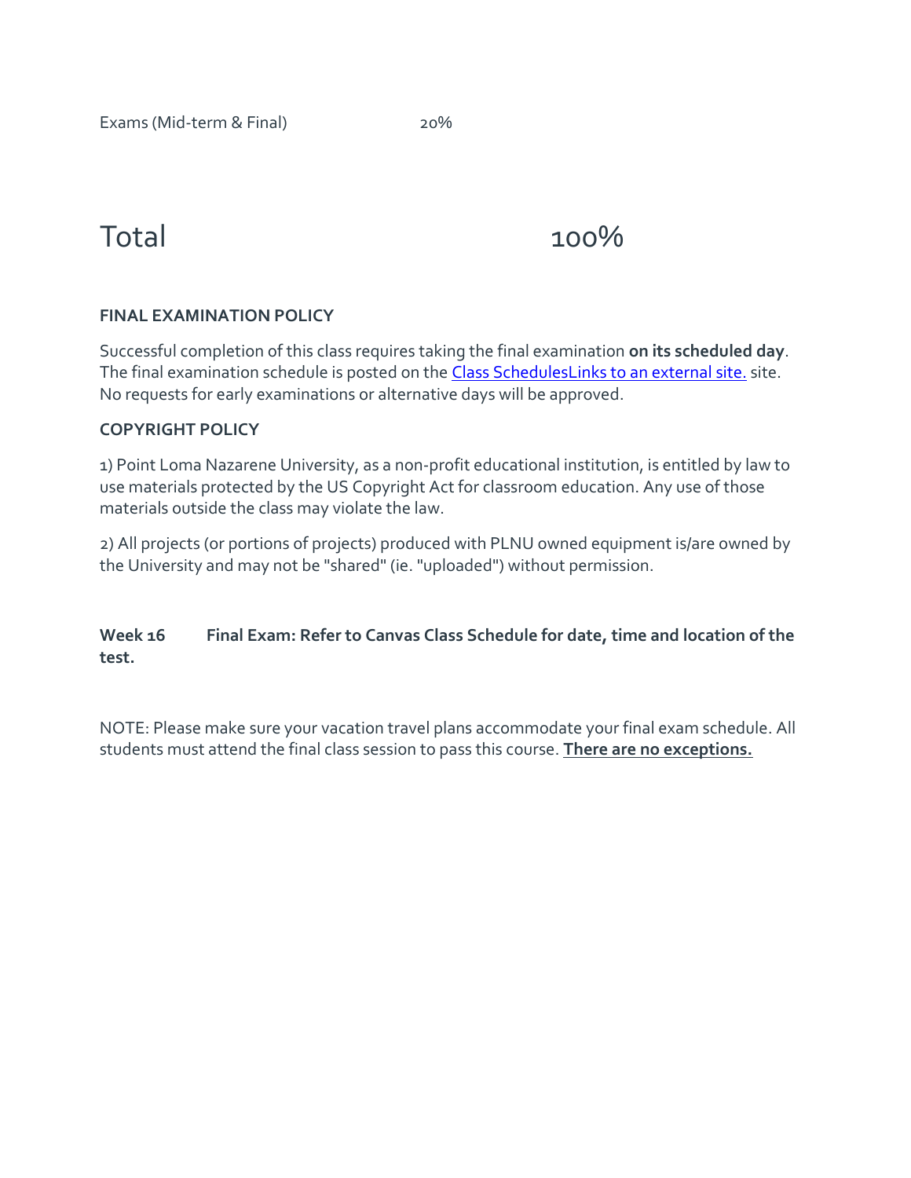| | |
|---|---|
| Exams (Mid-term & Final) | 20% |
| **Total** | **100%** |

**FINAL EXAMINATION POLICY**

Successful completion of this class requires taking the final examination **on its scheduled day**. The final examination schedule is posted on the [Class SchedulesLinks to an external site.]() site. No requests for early examinations or alternative days will be approved.

**COPYRIGHT POLICY**

1) Point Loma Nazarene University, as a non-profit educational institution, is entitled by law to use materials protected by the US Copyright Act for classroom education. Any use of those materials outside the class may violate the law.

2) All projects (or portions of projects) produced with PLNU owned equipment is/are owned by the University and may not be "shared" (ie. "uploaded") without permission.

**Week 16 Final Exam: Refer to Canvas Class Schedule for date, time and location of the test.**

NOTE: Please make sure your vacation travel plans accommodate your final exam schedule. All students must attend the final class session to pass this course. **There are no exceptions.**